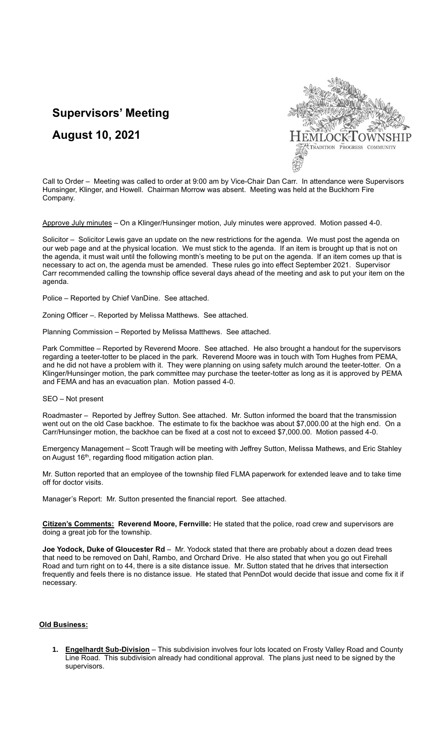# Supervisors' Meeting

# August 10, 2021

HEMLOCK TOWNSHIP
TRADITION PROGRESS COMMUNITY

Call to Order – Meeting was called to order at 9:00 am by Vice-Chair Dan Carr. In attendance were Supervisors Hunsinger, Klinger, and Howell. Chairman Morrow was absent. Meeting was held at the Buckhorn Fire Company.

Approve July minutes – On a Klinger/Hunsinger motion, July minutes were approved. Motion passed 4-0.

Solicitor – Solicitor Lewis gave an update on the new restrictions for the agenda. We must post the agenda on our web page and at the physical location. We must stick to the agenda. If an item is brought up that is not on the agenda, it must wait until the following month's meeting to be put on the agenda. If an item comes up that is necessary to act on, the agenda must be amended. These rules go into effect September 2021. Supervisor Carr recommended calling the township office several days ahead of the meeting and ask to put your item on the agenda.

Police – Reported by Chief VanDine. See attached.

Zoning Officer –. Reported by Melissa Matthews. See attached.

Planning Commission – Reported by Melissa Matthews. See attached.

Park Committee – Reported by Reverend Moore. See attached. He also brought a handout for the supervisors regarding a teeter-totter to be placed in the park. Reverend Moore was in touch with Tom Hughes from PEMA, and he did not have a problem with it. They were planning on using safety mulch around the teeter-totter. On a Klinger/Hunsinger motion, the park committee may purchase the teeter-totter as long as it is approved by PEMA and FEMA and has an evacuation plan. Motion passed 4-0.

SEO – Not present

Roadmaster – Reported by Jeffrey Sutton. See attached. Mr. Sutton informed the board that the transmission went out on the old Case backhoe. The estimate to fix the backhoe was about $7,000.00 at the high end. On a Carr/Hunsinger motion, the backhoe can be fixed at a cost not to exceed $7,000.00. Motion passed 4-0.

Emergency Management – Scott Traugh will be meeting with Jeffrey Sutton, Melissa Mathews, and Eric Stahley on August 16th, regarding flood mitigation action plan.

Mr. Sutton reported that an employee of the township filed FLMA paperwork for extended leave and to take time off for doctor visits.

Manager's Report: Mr. Sutton presented the financial report. See attached.

**Citizen's Comments:** **Reverend Moore, Fernville:** He stated that the police, road crew and supervisors are doing a great job for the township.

**Joe Yodock, Duke of Gloucester Rd** – Mr. Yodock stated that there are probably about a dozen dead trees that need to be removed on Dahl, Rambo, and Orchard Drive. He also stated that when you go out Firehall Road and turn right on to 44, there is a site distance issue. Mr. Sutton stated that he drives that intersection frequently and feels there is no distance issue. He stated that PennDot would decide that issue and come fix it if necessary.

**Old Business:**

1. **Engelhardt Sub-Division** – This subdivision involves four lots located on Frosty Valley Road and County Line Road. This subdivision already had conditional approval. The plans just need to be signed by the supervisors.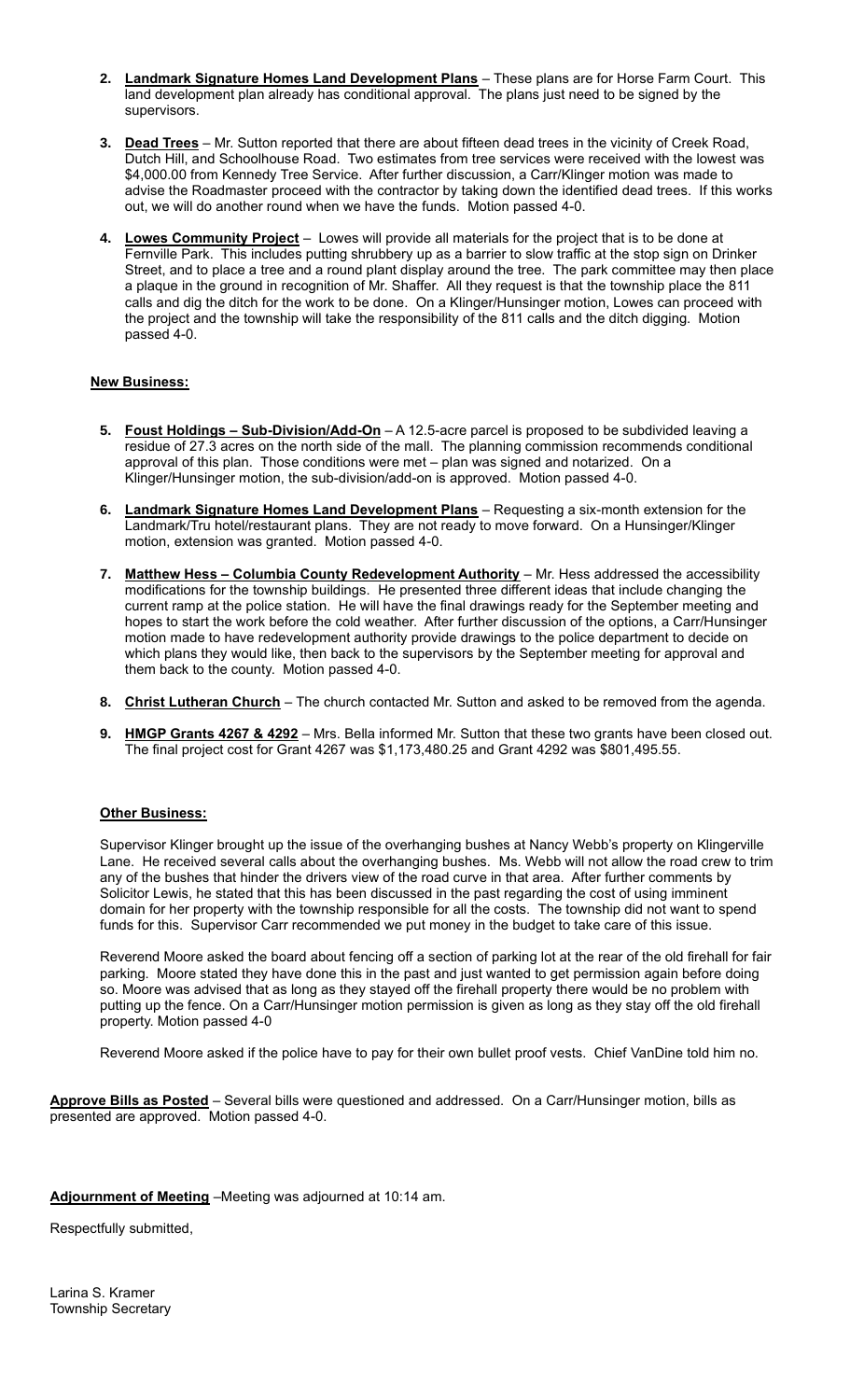2. **Landmark Signature Homes Land Development Plans** – These plans are for Horse Farm Court. This land development plan already has conditional approval. The plans just need to be signed by the supervisors.

3. **Dead Trees** – Mr. Sutton reported that there are about fifteen dead trees in the vicinity of Creek Road, Dutch Hill, and Schoolhouse Road. Two estimates from tree services were received with the lowest was $4,000.00 from Kennedy Tree Service. After further discussion, a Carr/Klinger motion was made to advise the Roadmaster proceed with the contractor by taking down the identified dead trees. If this works out, we will do another round when we have the funds. Motion passed 4-0.

4. **Lowes Community Project** – Lowes will provide all materials for the project that is to be done at Fernville Park. This includes putting shrubbery up as a barrier to slow traffic at the stop sign on Drinker Street, and to place a tree and a round plant display around the tree. The park committee may then place a plaque in the ground in recognition of Mr. Shaffer. All they request is that the township place the 811 calls and dig the ditch for the work to be done. On a Klinger/Hunsinger motion, Lowes can proceed with the project and the township will take the responsibility of the 811 calls and the ditch digging. Motion passed 4-0.

## New Business:

5. **Foust Holdings – Sub-Division/Add-On** – A 12.5-acre parcel is proposed to be subdivided leaving a residue of 27.3 acres on the north side of the mall. The planning commission recommends conditional approval of this plan. Those conditions were met – plan was signed and notarized. On a Klinger/Hunsinger motion, the sub-division/add-on is approved. Motion passed 4-0.

6. **Landmark Signature Homes Land Development Plans** – Requesting a six-month extension for the Landmark/Tru hotel/restaurant plans. They are not ready to move forward. On a Hunsinger/Klinger motion, extension was granted. Motion passed 4-0.

7. **Matthew Hess – Columbia County Redevelopment Authority** – Mr. Hess addressed the accessibility modifications for the township buildings. He presented three different ideas that include changing the current ramp at the police station. He will have the final drawings ready for the September meeting and hopes to start the work before the cold weather. After further discussion of the options, a Carr/Hunsinger motion made to have redevelopment authority provide drawings to the police department to decide on which plans they would like, then back to the supervisors by the September meeting for approval and them back to the county. Motion passed 4-0.

8. **Christ Lutheran Church** – The church contacted Mr. Sutton and asked to be removed from the agenda.

9. **HMGP Grants 4267 & 4292** – Mrs. Bella informed Mr. Sutton that these two grants have been closed out. The final project cost for Grant 4267 was $1,173,480.25 and Grant 4292 was $801,495.55.

## Other Business:

Supervisor Klinger brought up the issue of the overhanging bushes at Nancy Webb's property on Klingerville Lane. He received several calls about the overhanging bushes. Ms. Webb will not allow the road crew to trim any of the bushes that hinder the drivers view of the road curve in that area. After further comments by Solicitor Lewis, he stated that this has been discussed in the past regarding the cost of using imminent domain for her property with the township responsible for all the costs. The township did not want to spend funds for this. Supervisor Carr recommended we put money in the budget to take care of this issue.

Reverend Moore asked the board about fencing off a section of parking lot at the rear of the old firehall for fair parking. Moore stated they have done this in the past and just wanted to get permission again before doing so. Moore was advised that as long as they stayed off the firehall property there would be no problem with putting up the fence. On a Carr/Hunsinger motion permission is given as long as they stay off the old firehall property. Motion passed 4-0

Reverend Moore asked if the police have to pay for their own bullet proof vests. Chief VanDine told him no.

**Approve Bills as Posted** – Several bills were questioned and addressed. On a Carr/Hunsinger motion, bills as presented are approved. Motion passed 4-0.

**Adjournment of Meeting** –Meeting was adjourned at 10:14 am.

Respectfully submitted,

Larina S. Kramer
Township Secretary